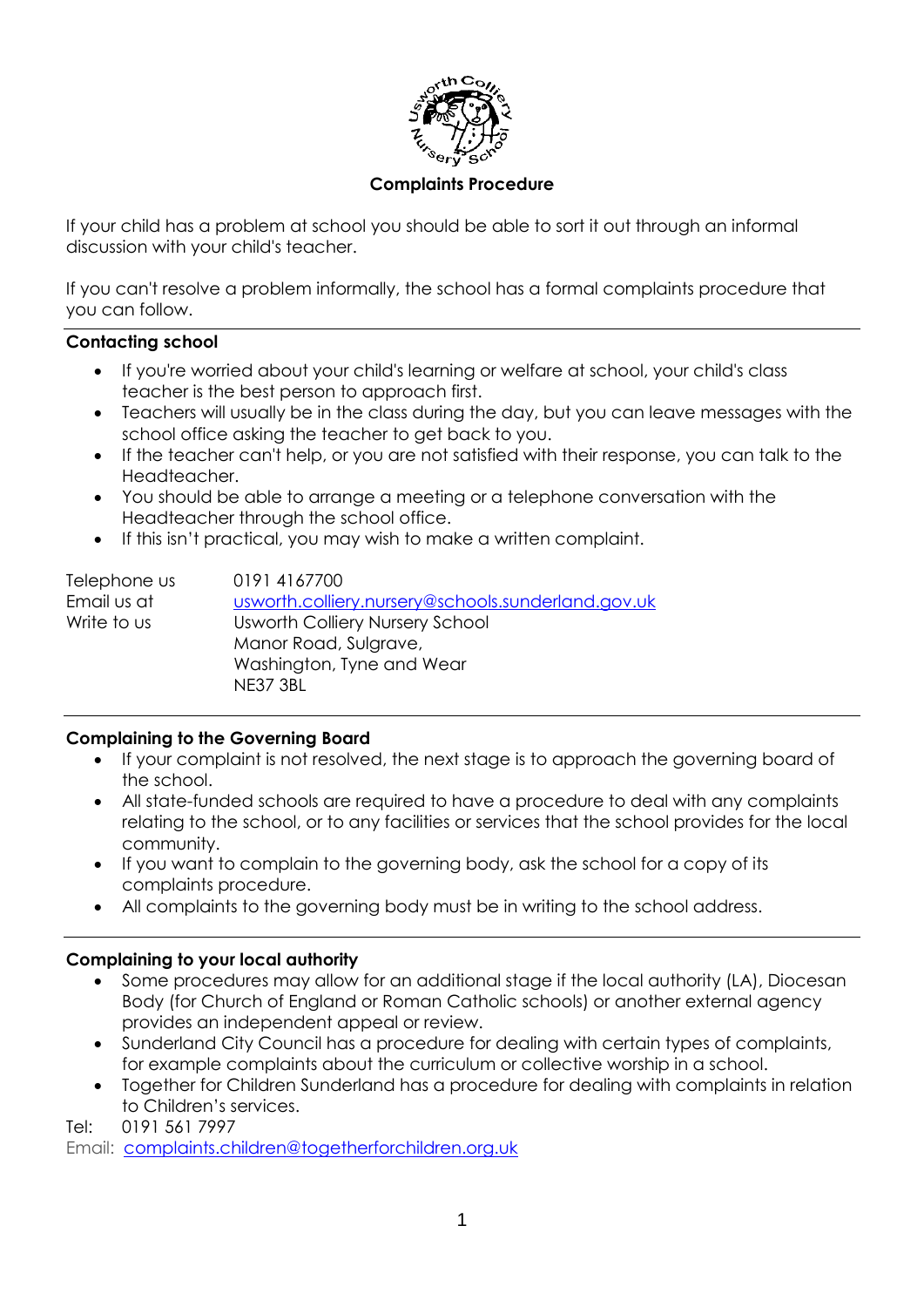## Complaints Procedure

If your child has a problem at school you should be able to sort it out through an informal discussion with your child's teacher.

If you can't resolve a problem informally, the school has a formal complaints procedure that you can follow.

---

**Contacting school**

- If you're worried about your child's learning or welfare at school, your child's class teacher is the best person to approach first.
- Teachers will usually be in the class during the day, but you can leave messages with the school office asking the teacher to get back to you.
- If the teacher can't help, or you are not satisfied with their response, you can talk to the Headteacher.
- You should be able to arrange a meeting or a telephone conversation with the Headteacher through the school office.
- If this isn't practical, you may wish to make a written complaint.

| | |
|---|---|
| Telephone us | 0191 4167700 |
| Email us at | usworth.colliery.nursery@schools.sunderland.gov.uk |
| Write to us | Usworth Colliery Nursery School<br>Manor Road, Sulgrave,<br>Washington, Tyne and Wear<br>NE37 3BL |

---

**Complaining to the Governing Board**

- If your complaint is not resolved, the next stage is to approach the governing board of the school.
- All state-funded schools are required to have a procedure to deal with any complaints relating to the school, or to any facilities or services that the school provides for the local community.
- If you want to complain to the governing body, ask the school for a copy of its complaints procedure.
- All complaints to the governing body must be in writing to the school address.

---

**Complaining to your local authority**

- Some procedures may allow for an additional stage if the local authority (LA), Diocesan Body (for Church of England or Roman Catholic schools) or another external agency provides an independent appeal or review.
- Sunderland City Council has a procedure for dealing with certain types of complaints, for example complaints about the curriculum or collective worship in a school.
- Together for Children Sunderland has a procedure for dealing with complaints in relation to Children's services.

Tel: 0191 561 7997

Email: complaints.children@togetherforchildren.org.uk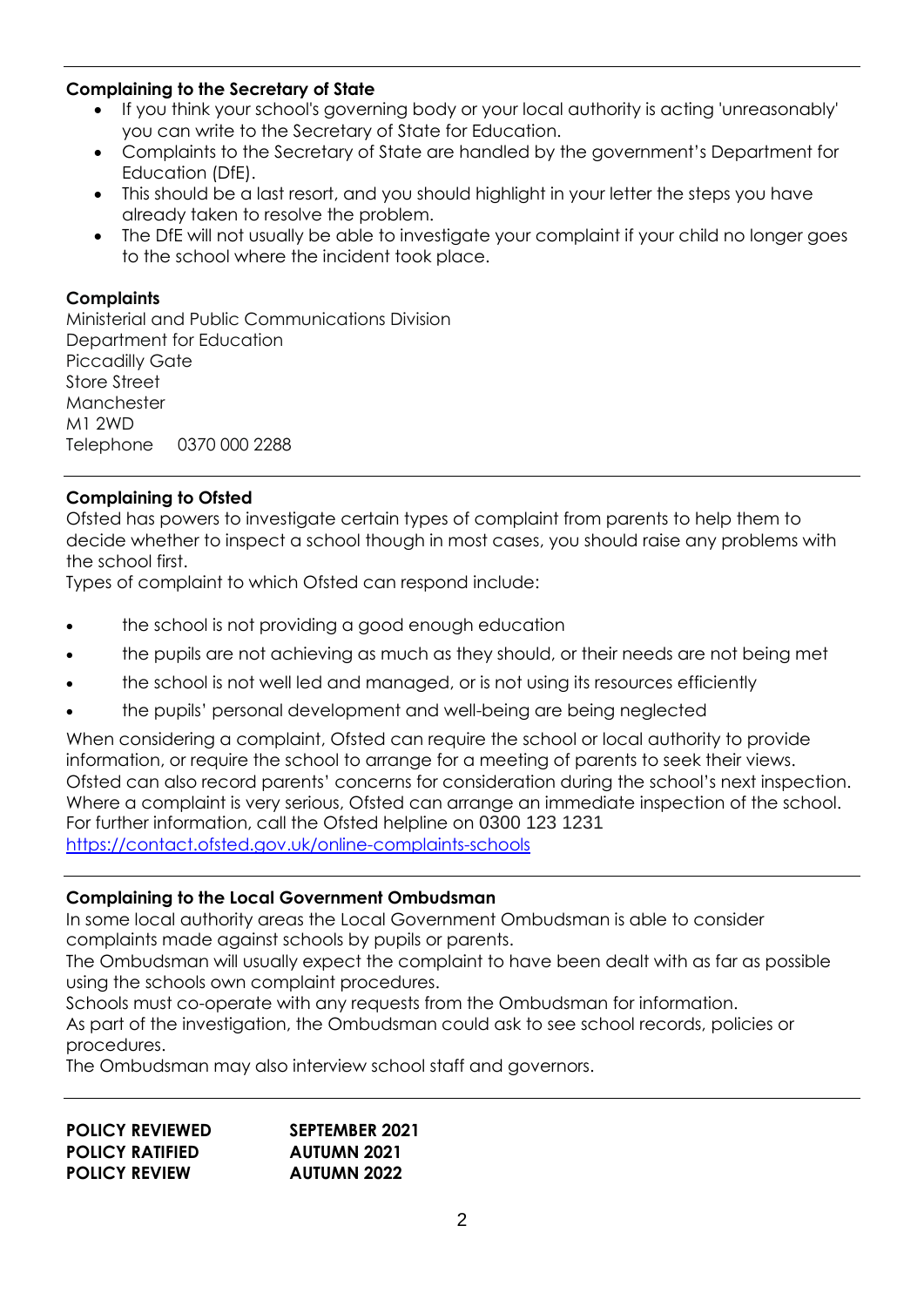**Complaining to the Secretary of State**

- If you think your school's governing body or your local authority is acting 'unreasonably' you can write to the Secretary of State for Education.
- Complaints to the Secretary of State are handled by the government's Department for Education (DfE).
- This should be a last resort, and you should highlight in your letter the steps you have already taken to resolve the problem.
- The DfE will not usually be able to investigate your complaint if your child no longer goes to the school where the incident took place.

**Complaints**

Ministerial and Public Communications Division
Department for Education
Piccadilly Gate
Store Street
Manchester
M1 2WD
Telephone 0370 000 2288

---

**Complaining to Ofsted**

Ofsted has powers to investigate certain types of complaint from parents to help them to decide whether to inspect a school though in most cases, you should raise any problems with the school first.

Types of complaint to which Ofsted can respond include:

- the school is not providing a good enough education
- the pupils are not achieving as much as they should, or their needs are not being met
- the school is not well led and managed, or is not using its resources efficiently
- the pupils' personal development and well-being are being neglected

When considering a complaint, Ofsted can require the school or local authority to provide information, or require the school to arrange for a meeting of parents to seek their views. Ofsted can also record parents' concerns for consideration during the school's next inspection. Where a complaint is very serious, Ofsted can arrange an immediate inspection of the school. For further information, call the Ofsted helpline on 0300 123 1231
https://contact.ofsted.gov.uk/online-complaints-schools

---

**Complaining to the Local Government Ombudsman**

In some local authority areas the Local Government Ombudsman is able to consider complaints made against schools by pupils or parents.

The Ombudsman will usually expect the complaint to have been dealt with as far as possible using the schools own complaint procedures.

Schools must co-operate with any requests from the Ombudsman for information.

As part of the investigation, the Ombudsman could ask to see school records, policies or procedures.

The Ombudsman may also interview school staff and governors.

---

| | |
|---|---|
| **POLICY REVIEWED** | **SEPTEMBER 2021** |
| **POLICY RATIFIED** | **AUTUMN 2021** |
| **POLICY REVIEW** | **AUTUMN 2022** |